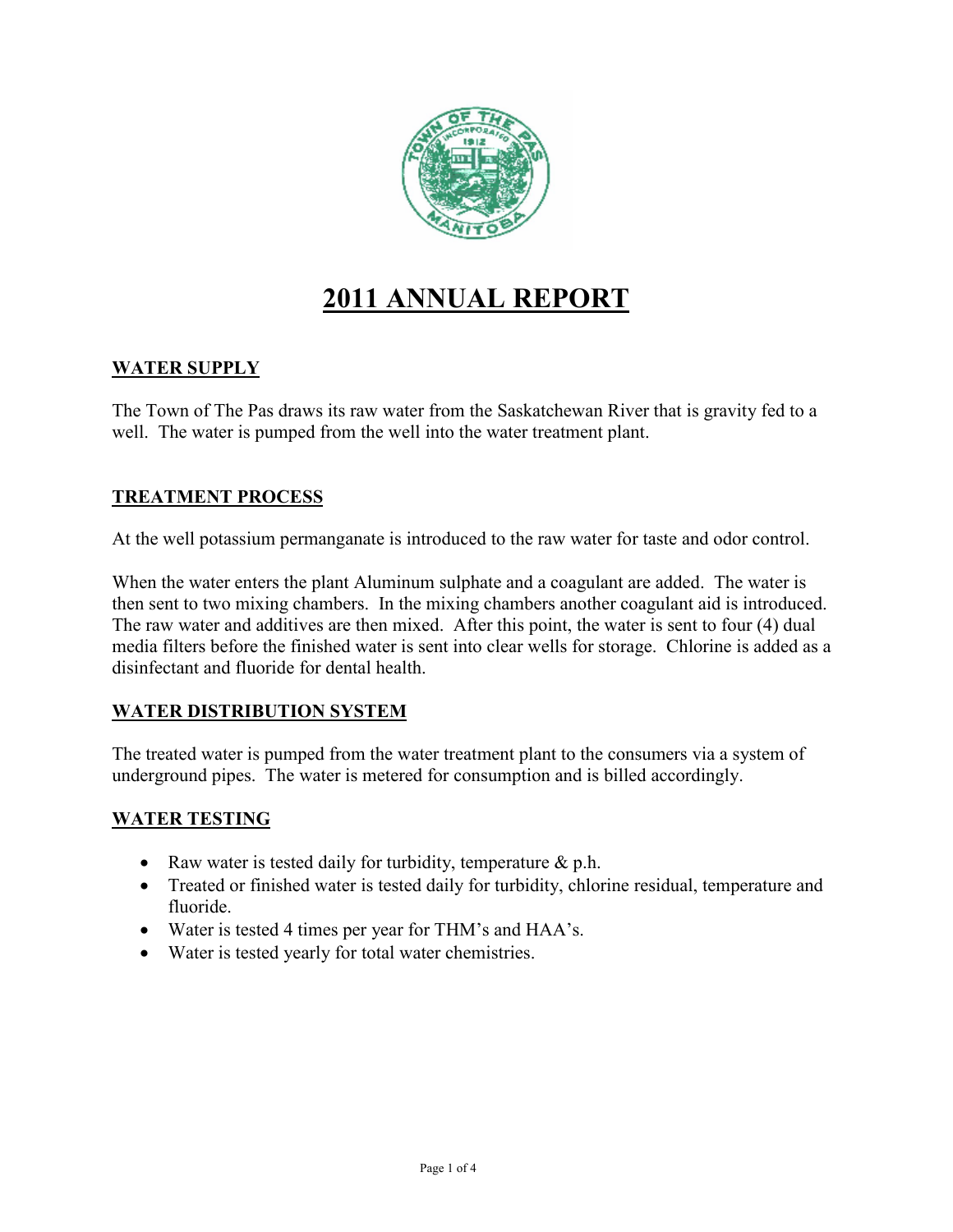# 2011 ANNUAL REPORT

## WATER SUPPLY

The Town of The Pas draws its raw water from the Saskatchewan River that is gravity fed to a well. The water is pumped from the well into the water treatment plant.

## TREATMENT PROCESS

At the well potassium permanganate is introduced to the raw water for taste and odor control.

When the water enters the plant Aluminum sulphate and a coagulant are added. The water is then sent to two mixing chambers. In the mixing chambers another coagulant aid is introduced. The raw water and additives are then mixed. After this point, the water is sent to four (4) dual media filters before the finished water is sent into clear wells for storage. Chlorine is added as a disinfectant and fluoride for dental health.

## WATER DISTRIBUTION SYSTEM

The treated water is pumped from the water treatment plant to the consumers via a system of underground pipes. The water is metered for consumption and is billed accordingly.

## WATER TESTING

- Raw water is tested daily for turbidity, temperature & p.h.
- Treated or finished water is tested daily for turbidity, chlorine residual, temperature and fluoride.
- Water is tested 4 times per year for THM's and HAA's.
- Water is tested yearly for total water chemistries.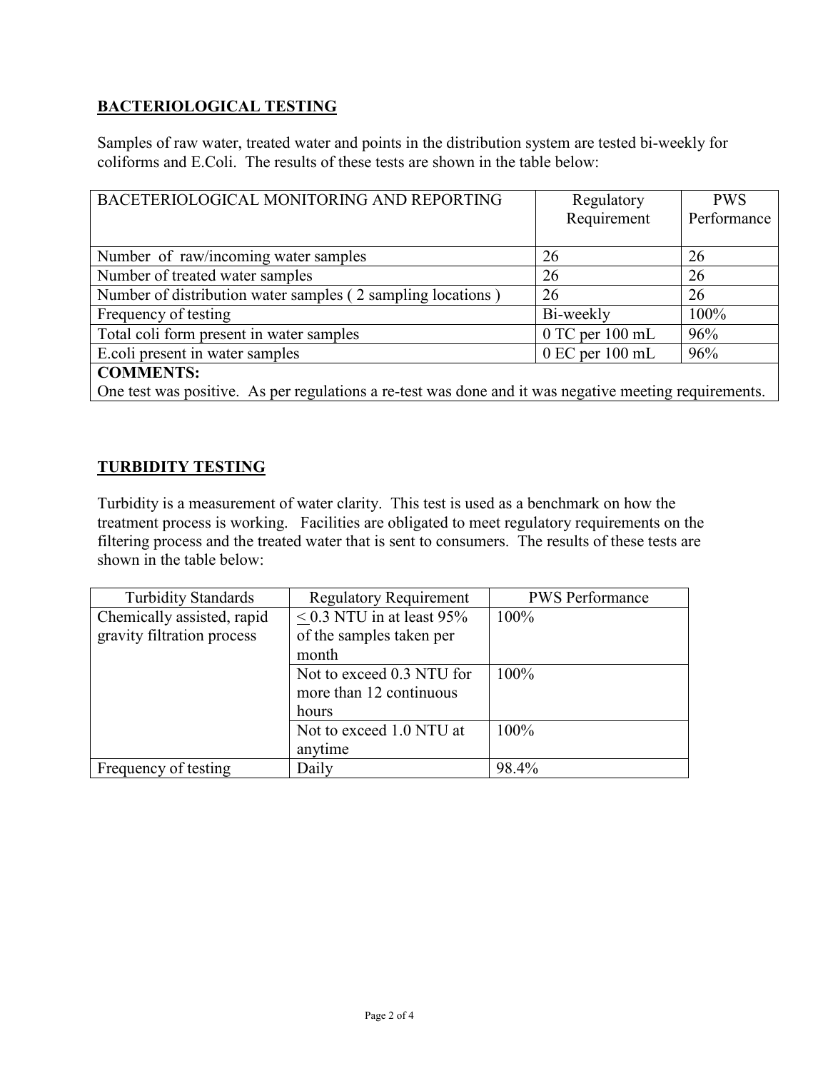## BACTERIOLOGICAL TESTING

Samples of raw water, treated water and points in the distribution system are tested bi-weekly for coliforms and E.Coli. The results of these tests are shown in the table below:

| BACETERIOLOGICAL MONITORING AND REPORTING | Regulatory Requirement | PWS Performance |
|---|---|---|
| Number of raw/incoming water samples | 26 | 26 |
| Number of treated water samples | 26 | 26 |
| Number of distribution water samples ( 2 sampling locations ) | 26 | 26 |
| Frequency of testing | Bi-weekly | 100% |
| Total coli form present in water samples | 0 TC per 100 mL | 96% |
| E.coli present in water samples | 0 EC per 100 mL | 96% |
| **COMMENTS:** One test was positive. As per regulations a re-test was done and it was negative meeting requirements. | | |

## TURBIDITY TESTING

Turbidity is a measurement of water clarity. This test is used as a benchmark on how the treatment process is working. Facilities are obligated to meet regulatory requirements on the filtering process and the treated water that is sent to consumers. The results of these tests are shown in the table below:

| Turbidity Standards | Regulatory Requirement | PWS Performance |
|---|---|---|
| Chemically assisted, rapid gravity filtration process | $\leq$ 0.3 NTU in at least 95% of the samples taken per month | 100% |
| | Not to exceed 0.3 NTU for more than 12 continuous hours | 100% |
| | Not to exceed 1.0 NTU at anytime | 100% |
| Frequency of testing | Daily | 98.4% |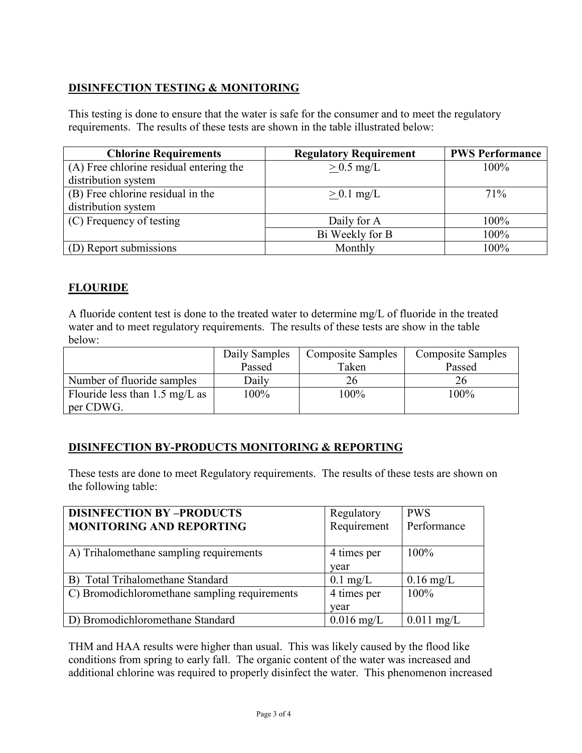## DISINFECTION TESTING & MONITORING

This testing is done to ensure that the water is safe for the consumer and to meet the regulatory requirements. The results of these tests are shown in the table illustrated below:

| Chlorine Requirements | Regulatory Requirement | PWS Performance |
|---|---|---|
| (A) Free chlorine residual entering the distribution system | ≥ 0.5 mg/L | 100% |
| (B) Free chlorine residual in the distribution system | ≥ 0.1 mg/L | 71% |
| (C) Frequency of testing | Daily for A | 100% |
| | Bi Weekly for B | 100% |
| (D) Report submissions | Monthly | 100% |

## FLOURIDE

A fluoride content test is done to the treated water to determine mg/L of fluoride in the treated water and to meet regulatory requirements. The results of these tests are show in the table below:

| | Daily Samples Passed | Composite Samples Taken | Composite Samples Passed |
|---|---|---|---|
| Number of fluoride samples | Daily | 26 | 26 |
| Flouride less than 1.5 mg/L as per CDWG. | 100% | 100% | 100% |

## DISINFECTION BY-PRODUCTS MONITORING & REPORTING

These tests are done to meet Regulatory requirements. The results of these tests are shown on the following table:

| **DISINFECTION BY –PRODUCTS MONITORING AND REPORTING** | Regulatory Requirement | PWS Performance |
|---|---|---|
| A) Trihalomethane sampling requirements | 4 times per year | 100% |
| B) Total Trihalomethane Standard | 0.1 mg/L | 0.16 mg/L |
| C) Bromodichloromethane sampling requirements | 4 times per year | 100% |
| D) Bromodichloromethane Standard | 0.016 mg/L | 0.011 mg/L |

THM and HAA results were higher than usual. This was likely caused by the flood like conditions from spring to early fall. The organic content of the water was increased and additional chlorine was required to properly disinfect the water. This phenomenon increased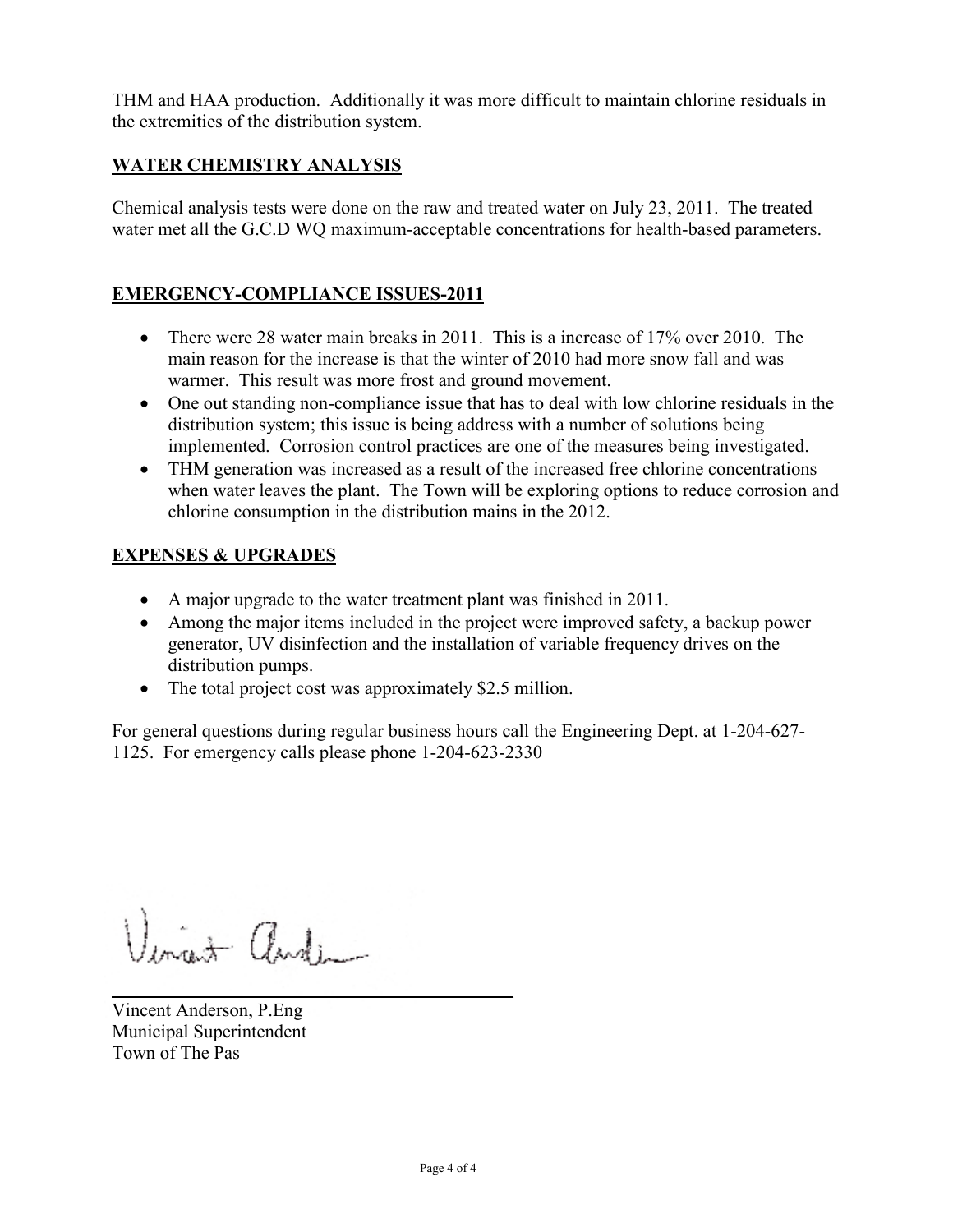THM and HAA production. Additionally it was more difficult to maintain chlorine residuals in the extremities of the distribution system.

## WATER CHEMISTRY ANALYSIS

Chemical analysis tests were done on the raw and treated water on July 23, 2011. The treated water met all the G.C.D WQ maximum-acceptable concentrations for health-based parameters.

## EMERGENCY-COMPLIANCE ISSUES-2011

- There were 28 water main breaks in 2011. This is a increase of 17% over 2010. The main reason for the increase is that the winter of 2010 had more snow fall and was warmer. This result was more frost and ground movement.
- One out standing non-compliance issue that has to deal with low chlorine residuals in the distribution system; this issue is being address with a number of solutions being implemented. Corrosion control practices are one of the measures being investigated.
- THM generation was increased as a result of the increased free chlorine concentrations when water leaves the plant. The Town will be exploring options to reduce corrosion and chlorine consumption in the distribution mains in the 2012.

## EXPENSES & UPGRADES

- A major upgrade to the water treatment plant was finished in 2011.
- Among the major items included in the project were improved safety, a backup power generator, UV disinfection and the installation of variable frequency drives on the distribution pumps.
- The total project cost was approximately $2.5 million.

For general questions during regular business hours call the Engineering Dept. at 1-204-627-1125. For emergency calls please phone 1-204-623-2330

Vincent Anderson, P.Eng
Municipal Superintendent
Town of The Pas